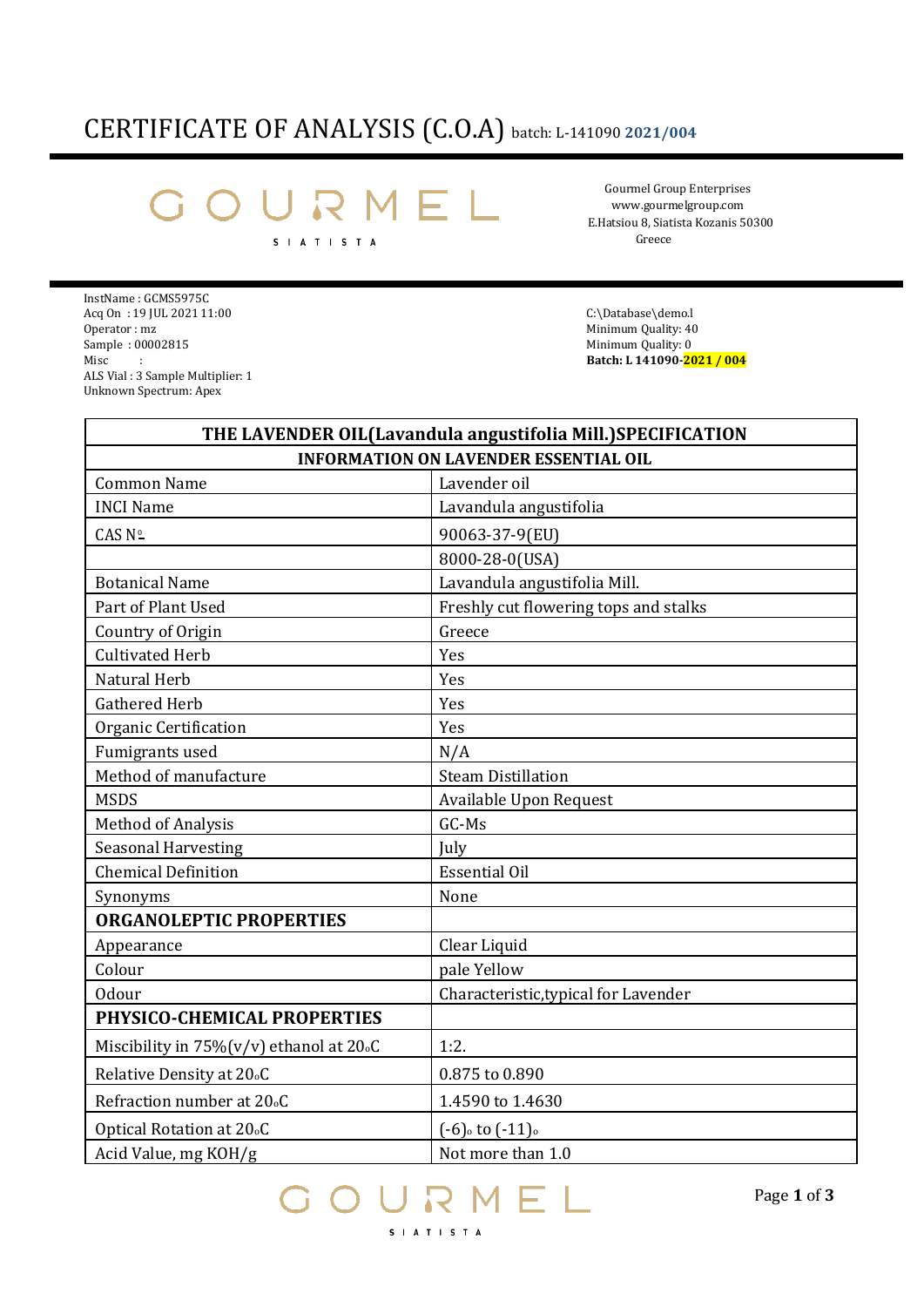# CERTIFICATE OF ANALYSIS (C.O.A) batch: L-141090 **2021/004**

GOURMEL
SIATISTA

Gourmel Group Enterprises
www.gourmelgroup.com
E.Hatsiou 8, Siatista Kozanis 50300
Greece

InstName : GCMS5975C
Acq On : 19 JUL 2021 11:00
Operator : mz
Sample : 00002815
Misc :
ALS Vial : 3 Sample Multiplier: 1
Unknown Spectrum: Apex

C:\Database\demo.l
Minimum Quality: 40
Minimum Quality: 0
**Batch: L 141090-2021 / 004**

| THE LAVENDER OIL(Lavandula angustifolia Mill.)SPECIFICATION | |
|---|---|
| **INFORMATION ON LAVENDER ESSENTIAL OIL** | |
| Common Name | Lavender oil |
| INCI Name | Lavandula angustifolia |
| CAS Nº | 90063-37-9(EU) |
| | 8000-28-0(USA) |
| Botanical Name | Lavandula angustifolia Mill. |
| Part of Plant Used | Freshly cut flowering tops and stalks |
| Country of Origin | Greece |
| Cultivated Herb | Yes |
| Natural Herb | Yes |
| Gathered Herb | Yes |
| Organic Certification | Yes |
| Fumigrants used | N/A |
| Method of manufacture | Steam Distillation |
| MSDS | Available Upon Request |
| Method of Analysis | GC-Ms |
| Seasonal Harvesting | July |
| Chemical Definition | Essential Oil |
| Synonyms | None |
| **ORGANOLEPTIC PROPERTIES** | |
| Appearance | Clear Liquid |
| Colour | pale Yellow |
| Odour | Characteristic,typical for Lavender |
| **PHYSICO-CHEMICAL PROPERTIES** | |
| Miscibility in 75%(v/v) ethanol at 20°C | 1:2. |
| Relative Density at 20°C | 0.875 to 0.890 |
| Refraction number at 20°C | 1.4590 to 1.4630 |
| Optical Rotation at 20°C | (-6)° to (-11)° |
| Acid Value, mg KOH/g | Not more than 1.0 |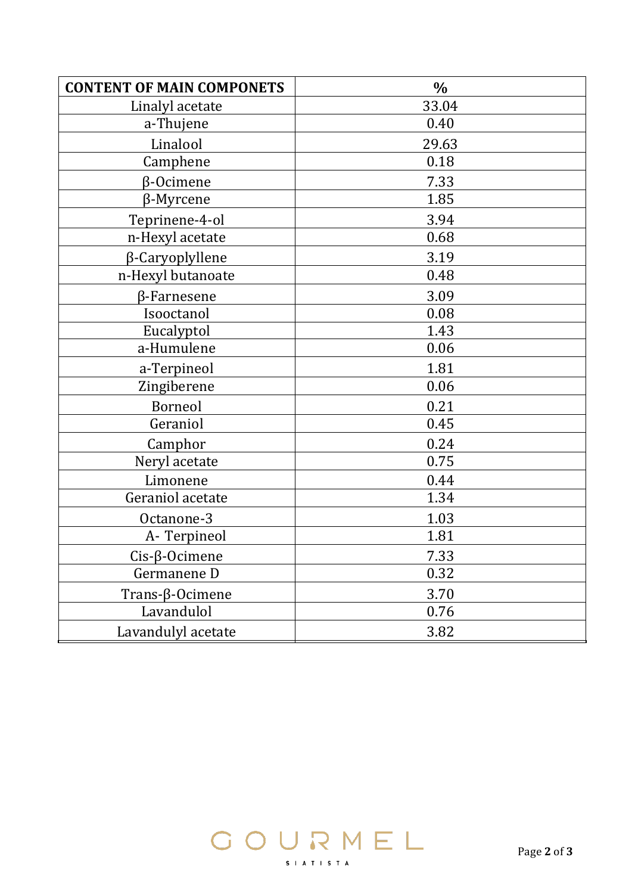| CONTENT OF MAIN COMPONETS | % |
|---|---|
| Linalyl acetate | 33.04 |
| a-Thujene | 0.40 |
| Linalool | 29.63 |
| Camphene | 0.18 |
| β-Ocimene | 7.33 |
| β-Myrcene | 1.85 |
| Teprinene-4-ol | 3.94 |
| n-Hexyl acetate | 0.68 |
| β-Caryoplyllene | 3.19 |
| n-Hexyl butanoate | 0.48 |
| β-Farnesene | 3.09 |
| Isooctanol | 0.08 |
| Eucalyptol | 1.43 |
| a-Humulene | 0.06 |
| a-Terpineol | 1.81 |
| Zingiberene | 0.06 |
| Borneol | 0.21 |
| Geraniol | 0.45 |
| Camphor | 0.24 |
| Neryl acetate | 0.75 |
| Limonene | 0.44 |
| Geraniol acetate | 1.34 |
| Octanone-3 | 1.03 |
| A- Terpineol | 1.81 |
| Cis-β-Ocimene | 7.33 |
| Germanene D | 0.32 |
| Trans-β-Ocimene | 3.70 |
| Lavandulol | 0.76 |
| Lavandulyl acetate | 3.82 |

GOURMEL

SIATISTA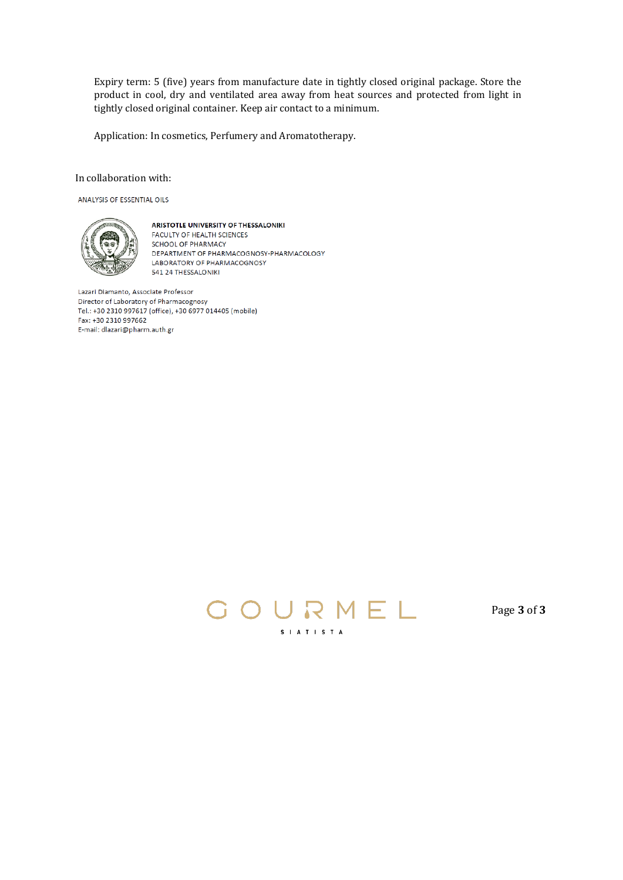Expiry term: 5 (five) years from manufacture date in tightly closed original package. Store the product in cool, dry and ventilated area away from heat sources and protected from light in tightly closed original container. Keep air contact to a minimum.

Application: In cosmetics, Perfumery and Aromatotherapy.

In collaboration with:

ANALYSIS OF ESSENTIAL OILS

**ARISTOTLE UNIVERSITY OF THESSALONIKI**
FACULTY OF HEALTH SCIENCES
SCHOOL OF PHARMACY
DEPARTMENT OF PHARMACOGNOSY-PHARMACOLOGY
LABORATORY OF PHARMACOGNOSY
541 24 THESSALONIKI

Lazari Diamanto, Associate Professor
Director of Laboratory of Pharmacognosy
Tel.: +30 2310 997617 (office), +30 6977 014405 (mobile)
Fax: +30 2310 997662
E-mail: dlazari@pharm.auth.gr

GOURMEL
SIATISTA